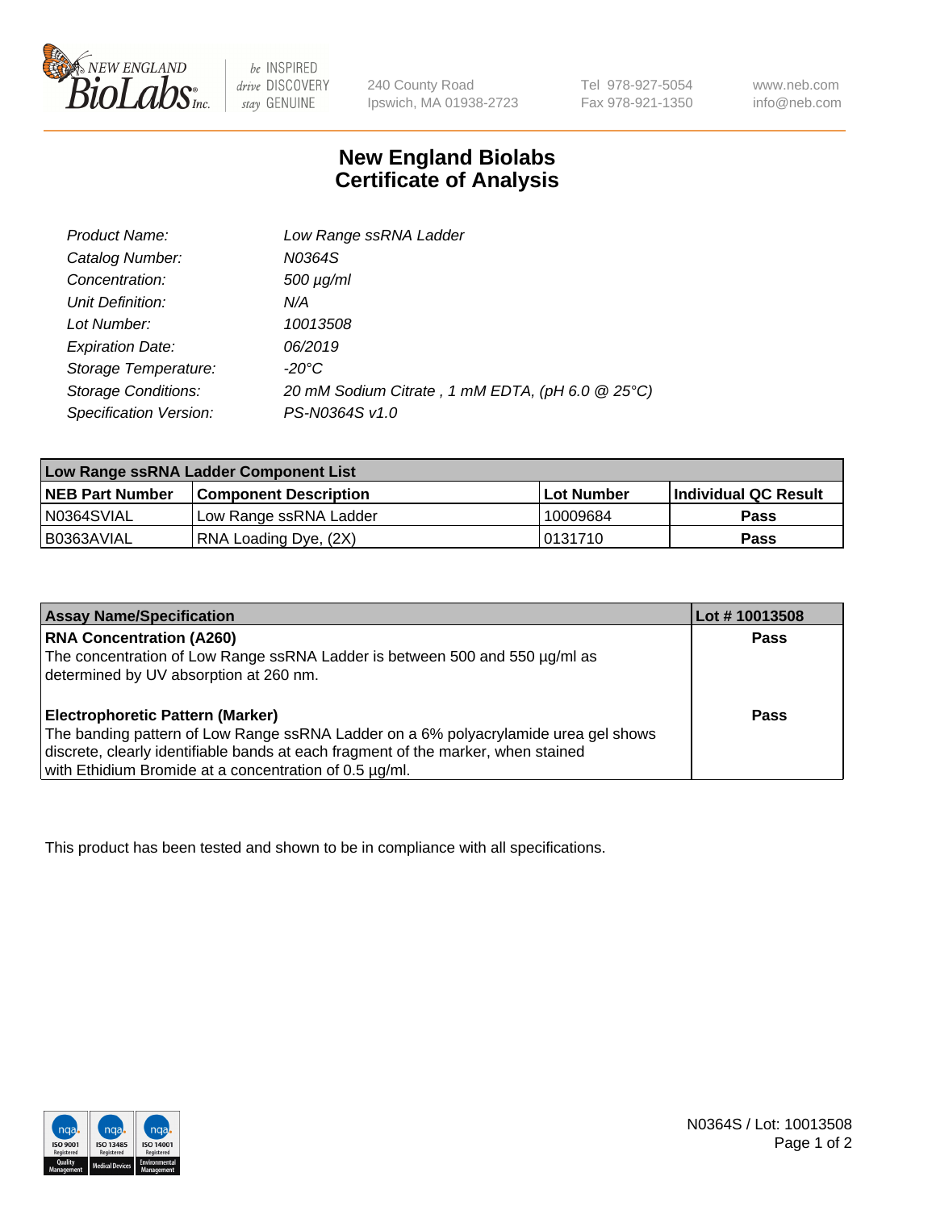# New England Biolabs Certificate of Analysis

| | |
|---|---|
| *Product Name:* | *Low Range ssRNA Ladder* |
| *Catalog Number:* | *N0364S* |
| *Concentration:* | *500 µg/ml* |
| *Unit Definition:* | *N/A* |
| *Lot Number:* | *10013508* |
| *Expiration Date:* | *06/2019* |
| *Storage Temperature:* | *-20°C* |
| *Storage Conditions:* | *20 mM Sodium Citrate , 1 mM EDTA, (pH 6.0 @ 25°C)* |
| *Specification Version:* | *PS-N0364S v1.0* |

| **Low Range ssRNA Ladder Component List** | | | |
|---|---|---|---|
| **NEB Part Number** | **Component Description** | **Lot Number** | **Individual QC Result** |
| N0364SVIAL | Low Range ssRNA Ladder | 10009684 | **Pass** |
| B0363AVIAL | RNA Loading Dye, (2X) | 0131710 | **Pass** |

| Assay Name/Specification | Lot # 10013508 |
|---|---|
| **RNA Concentration (A260)**<br>The concentration of Low Range ssRNA Ladder is between 500 and 550 µg/ml as determined by UV absorption at 260 nm. | **Pass** |
| **Electrophoretic Pattern (Marker)**<br>The banding pattern of Low Range ssRNA Ladder on a 6% polyacrylamide urea gel shows discrete, clearly identifiable bands at each fragment of the marker, when stained with Ethidium Bromide at a concentration of 0.5 µg/ml. | **Pass** |

This product has been tested and shown to be in compliance with all specifications.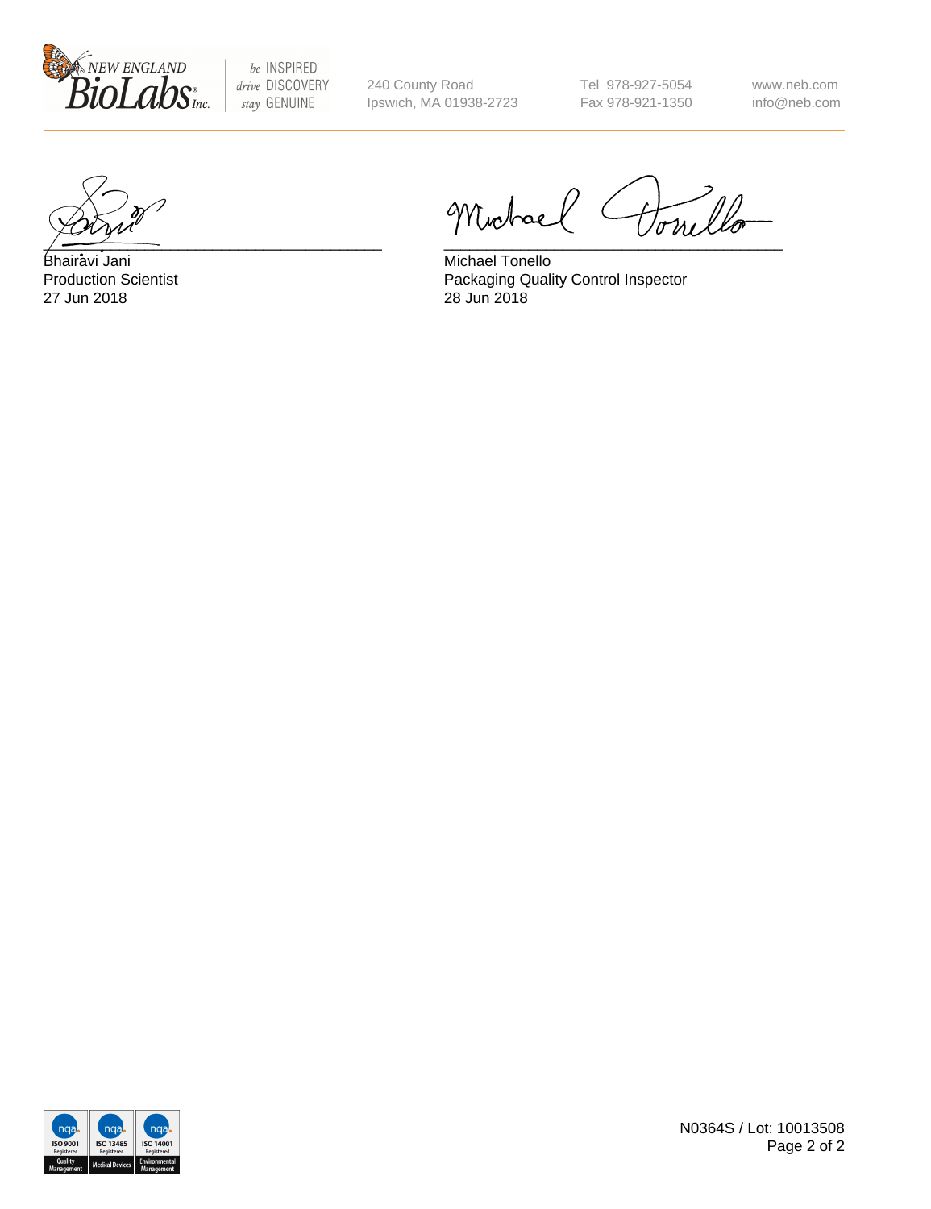Bhairavi Jani
Production Scientist
27 Jun 2018

Michael Tonello
Packaging Quality Control Inspector
28 Jun 2018